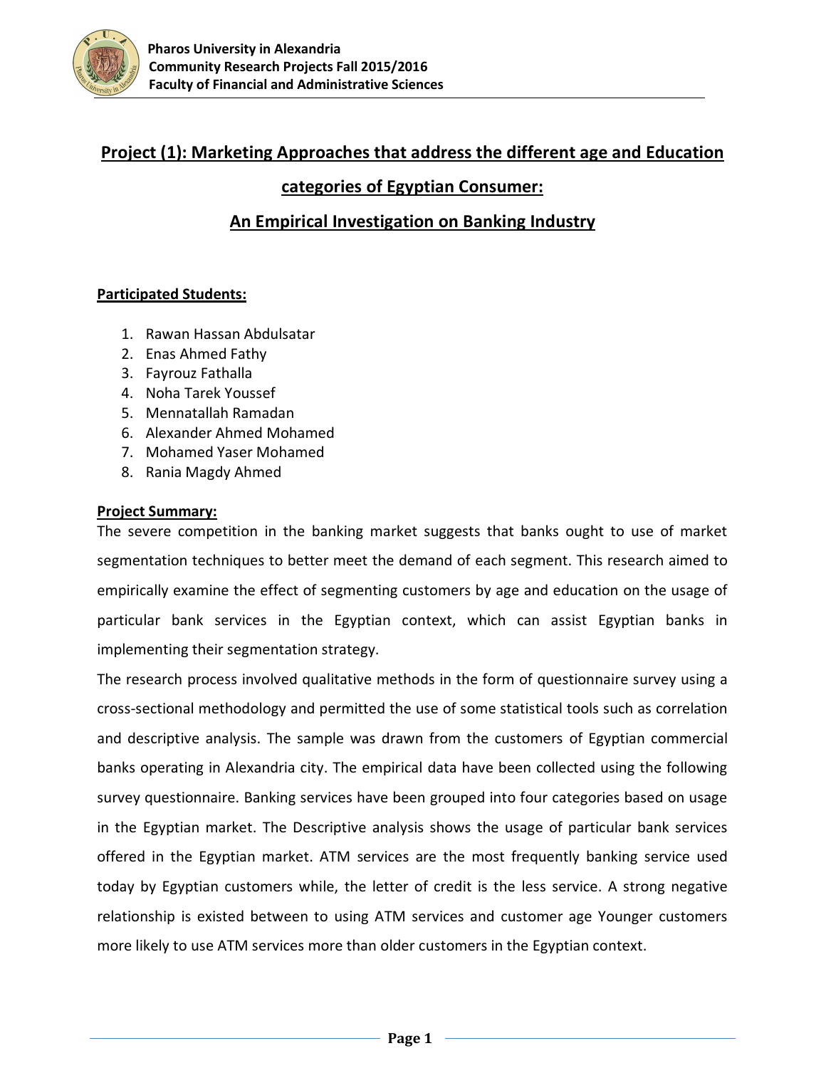Pharos University in Alexandria
Community Research Projects Fall 2015/2016
Faculty of Financial and Administrative Sciences

# Project (1): Marketing Approaches that address the different age and Education categories of Egyptian Consumer: An Empirical Investigation on Banking Industry

**Participated Students:**

1. Rawan Hassan Abdulsatar
2. Enas Ahmed Fathy
3. Fayrouz Fathalla
4. Noha Tarek Youssef
5. Mennatallah Ramadan
6. Alexander Ahmed Mohamed
7. Mohamed Yaser Mohamed
8. Rania Magdy Ahmed

**Project Summary:**

The severe competition in the banking market suggests that banks ought to use of market segmentation techniques to better meet the demand of each segment. This research aimed to empirically examine the effect of segmenting customers by age and education on the usage of particular bank services in the Egyptian context, which can assist Egyptian banks in implementing their segmentation strategy.

The research process involved qualitative methods in the form of questionnaire survey using a cross-sectional methodology and permitted the use of some statistical tools such as correlation and descriptive analysis. The sample was drawn from the customers of Egyptian commercial banks operating in Alexandria city. The empirical data have been collected using the following survey questionnaire. Banking services have been grouped into four categories based on usage in the Egyptian market. The Descriptive analysis shows the usage of particular bank services offered in the Egyptian market. ATM services are the most frequently banking service used today by Egyptian customers while, the letter of credit is the less service. A strong negative relationship is existed between to using ATM services and customer age Younger customers more likely to use ATM services more than older customers in the Egyptian context.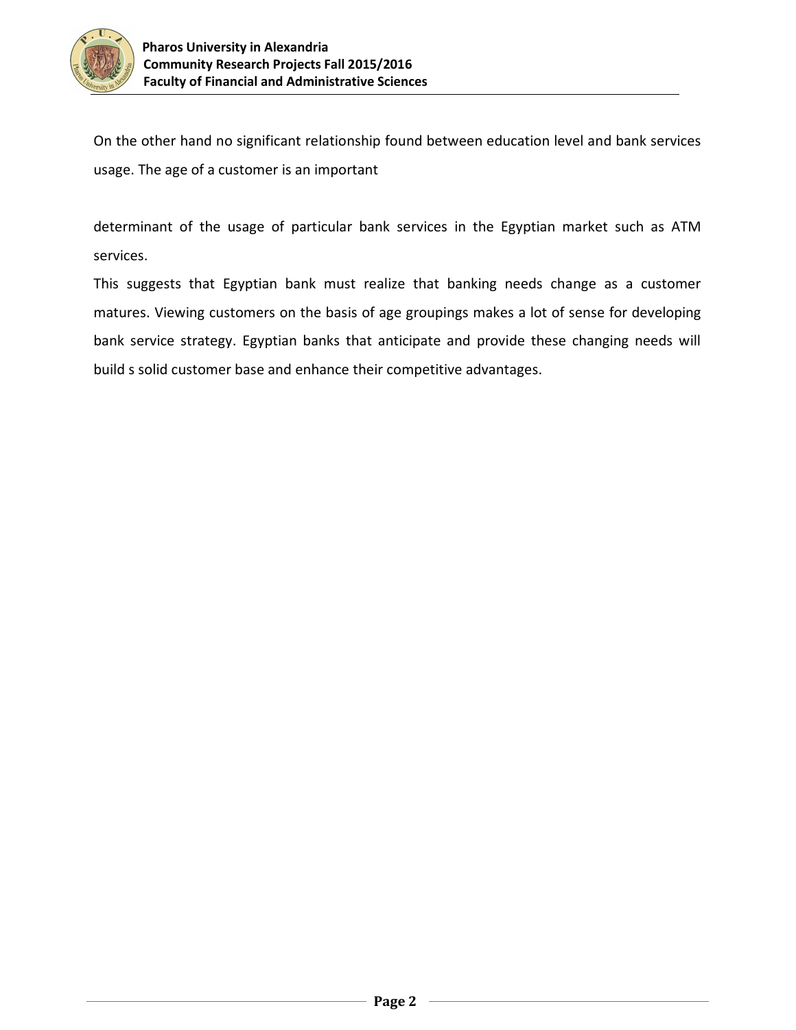On the other hand no significant relationship found between education level and bank services usage. The age of a customer is an important

determinant of the usage of particular bank services in the Egyptian market such as ATM services.

This suggests that Egyptian bank must realize that banking needs change as a customer matures. Viewing customers on the basis of age groupings makes a lot of sense for developing bank service strategy. Egyptian banks that anticipate and provide these changing needs will build s solid customer base and enhance their competitive advantages.